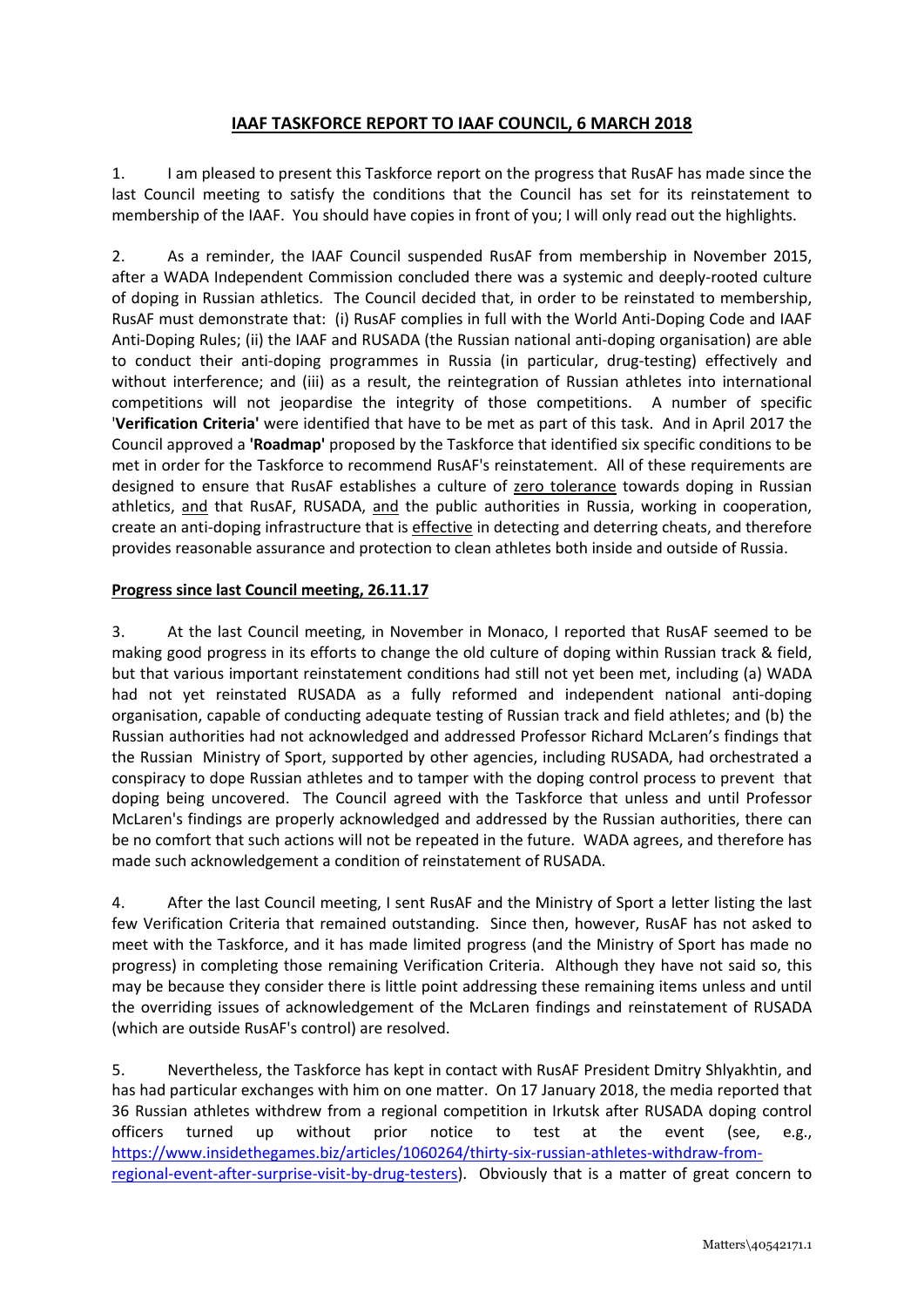# IAAF TASKFORCE REPORT TO IAAF COUNCIL, 6 MARCH 2018

1. I am pleased to present this Taskforce report on the progress that RusAF has made since the last Council meeting to satisfy the conditions that the Council has set for its reinstatement to membership of the IAAF. You should have copies in front of you; I will only read out the highlights.

2. As a reminder, the IAAF Council suspended RusAF from membership in November 2015, after a WADA Independent Commission concluded there was a systemic and deeply-rooted culture of doping in Russian athletics. The Council decided that, in order to be reinstated to membership, RusAF must demonstrate that: (i) RusAF complies in full with the World Anti-Doping Code and IAAF Anti-Doping Rules; (ii) the IAAF and RUSADA (the Russian national anti-doping organisation) are able to conduct their anti-doping programmes in Russia (in particular, drug-testing) effectively and without interference; and (iii) as a result, the reintegration of Russian athletes into international competitions will not jeopardise the integrity of those competitions. A number of specific '**Verification Criteria**' were identified that have to be met as part of this task. And in April 2017 the Council approved a **'Roadmap'** proposed by the Taskforce that identified six specific conditions to be met in order for the Taskforce to recommend RusAF's reinstatement. All of these requirements are designed to ensure that RusAF establishes a culture of zero tolerance towards doping in Russian athletics, and that RusAF, RUSADA, and the public authorities in Russia, working in cooperation, create an anti-doping infrastructure that is effective in detecting and deterring cheats, and therefore provides reasonable assurance and protection to clean athletes both inside and outside of Russia.

**Progress since last Council meeting, 26.11.17**

3. At the last Council meeting, in November in Monaco, I reported that RusAF seemed to be making good progress in its efforts to change the old culture of doping within Russian track & field, but that various important reinstatement conditions had still not yet been met, including (a) WADA had not yet reinstated RUSADA as a fully reformed and independent national anti-doping organisation, capable of conducting adequate testing of Russian track and field athletes; and (b) the Russian authorities had not acknowledged and addressed Professor Richard McLaren's findings that the Russian Ministry of Sport, supported by other agencies, including RUSADA, had orchestrated a conspiracy to dope Russian athletes and to tamper with the doping control process to prevent that doping being uncovered. The Council agreed with the Taskforce that unless and until Professor McLaren's findings are properly acknowledged and addressed by the Russian authorities, there can be no comfort that such actions will not be repeated in the future. WADA agrees, and therefore has made such acknowledgement a condition of reinstatement of RUSADA.

4. After the last Council meeting, I sent RusAF and the Ministry of Sport a letter listing the last few Verification Criteria that remained outstanding. Since then, however, RusAF has not asked to meet with the Taskforce, and it has made limited progress (and the Ministry of Sport has made no progress) in completing those remaining Verification Criteria. Although they have not said so, this may be because they consider there is little point addressing these remaining items unless and until the overriding issues of acknowledgement of the McLaren findings and reinstatement of RUSADA (which are outside RusAF's control) are resolved.

5. Nevertheless, the Taskforce has kept in contact with RusAF President Dmitry Shlyakhtin, and has had particular exchanges with him on one matter. On 17 January 2018, the media reported that 36 Russian athletes withdrew from a regional competition in Irkutsk after RUSADA doping control officers turned up without prior notice to test at the event (see, e.g., https://www.insidethegames.biz/articles/1060264/thirty-six-russian-athletes-withdraw-from-regional-event-after-surprise-visit-by-drug-testers). Obviously that is a matter of great concern to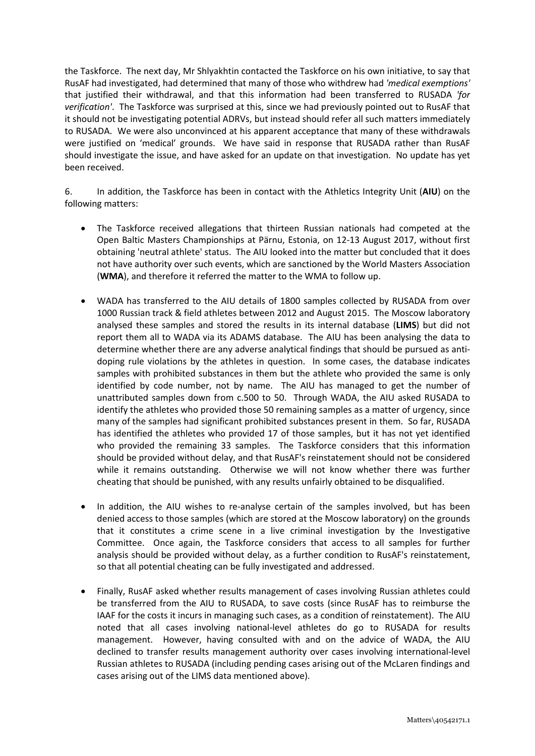the Taskforce. The next day, Mr Shlyakhtin contacted the Taskforce on his own initiative, to say that RusAF had investigated, had determined that many of those who withdrew had *'medical exemptions'* that justified their withdrawal, and that this information had been transferred to RUSADA *'for verification'*. The Taskforce was surprised at this, since we had previously pointed out to RusAF that it should not be investigating potential ADRVs, but instead should refer all such matters immediately to RUSADA. We were also unconvinced at his apparent acceptance that many of these withdrawals were justified on 'medical' grounds. We have said in response that RUSADA rather than RusAF should investigate the issue, and have asked for an update on that investigation. No update has yet been received.

6. In addition, the Taskforce has been in contact with the Athletics Integrity Unit (**AIU**) on the following matters:

- The Taskforce received allegations that thirteen Russian nationals had competed at the Open Baltic Masters Championships at Pärnu, Estonia, on 12-13 August 2017, without first obtaining 'neutral athlete' status. The AIU looked into the matter but concluded that it does not have authority over such events, which are sanctioned by the World Masters Association (**WMA**), and therefore it referred the matter to the WMA to follow up.

- WADA has transferred to the AIU details of 1800 samples collected by RUSADA from over 1000 Russian track & field athletes between 2012 and August 2015. The Moscow laboratory analysed these samples and stored the results in its internal database (**LIMS**) but did not report them all to WADA via its ADAMS database. The AIU has been analysing the data to determine whether there are any adverse analytical findings that should be pursued as anti-doping rule violations by the athletes in question. In some cases, the database indicates samples with prohibited substances in them but the athlete who provided the same is only identified by code number, not by name. The AIU has managed to get the number of unattributed samples down from c.500 to 50. Through WADA, the AIU asked RUSADA to identify the athletes who provided those 50 remaining samples as a matter of urgency, since many of the samples had significant prohibited substances present in them. So far, RUSADA has identified the athletes who provided 17 of those samples, but it has not yet identified who provided the remaining 33 samples. The Taskforce considers that this information should be provided without delay, and that RusAF's reinstatement should not be considered while it remains outstanding. Otherwise we will not know whether there was further cheating that should be punished, with any results unfairly obtained to be disqualified.

- In addition, the AIU wishes to re-analyse certain of the samples involved, but has been denied access to those samples (which are stored at the Moscow laboratory) on the grounds that it constitutes a crime scene in a live criminal investigation by the Investigative Committee. Once again, the Taskforce considers that access to all samples for further analysis should be provided without delay, as a further condition to RusAF's reinstatement, so that all potential cheating can be fully investigated and addressed.

- Finally, RusAF asked whether results management of cases involving Russian athletes could be transferred from the AIU to RUSADA, to save costs (since RusAF has to reimburse the IAAF for the costs it incurs in managing such cases, as a condition of reinstatement). The AIU noted that all cases involving national-level athletes do go to RUSADA for results management. However, having consulted with and on the advice of WADA, the AIU declined to transfer results management authority over cases involving international-level Russian athletes to RUSADA (including pending cases arising out of the McLaren findings and cases arising out of the LIMS data mentioned above).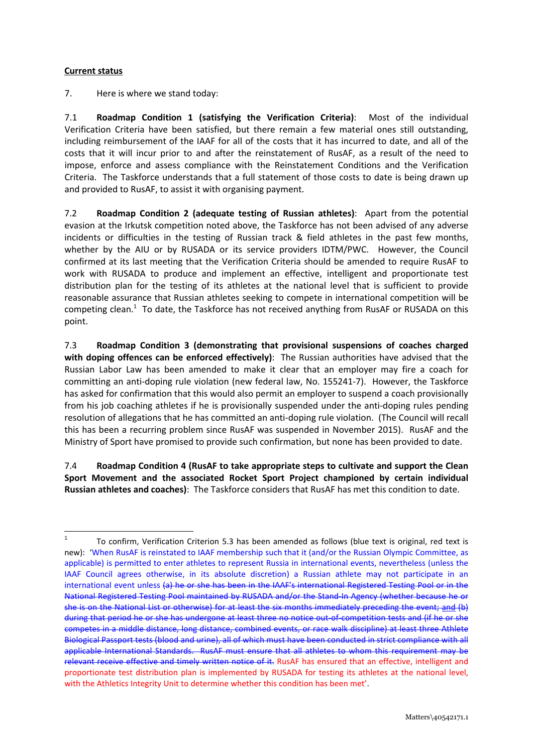**Current status**

7. Here is where we stand today:

7.1 **Roadmap Condition 1 (satisfying the Verification Criteria)**: Most of the individual Verification Criteria have been satisfied, but there remain a few material ones still outstanding, including reimbursement of the IAAF for all of the costs that it has incurred to date, and all of the costs that it will incur prior to and after the reinstatement of RusAF, as a result of the need to impose, enforce and assess compliance with the Reinstatement Conditions and the Verification Criteria. The Taskforce understands that a full statement of those costs to date is being drawn up and provided to RusAF, to assist it with organising payment.

7.2 **Roadmap Condition 2 (adequate testing of Russian athletes)**: Apart from the potential evasion at the Irkutsk competition noted above, the Taskforce has not been advised of any adverse incidents or difficulties in the testing of Russian track & field athletes in the past few months, whether by the AIU or by RUSADA or its service providers IDTM/PWC. However, the Council confirmed at its last meeting that the Verification Criteria should be amended to require RusAF to work with RUSADA to produce and implement an effective, intelligent and proportionate test distribution plan for the testing of its athletes at the national level that is sufficient to provide reasonable assurance that Russian athletes seeking to compete in international competition will be competing clean.[1] To date, the Taskforce has not received anything from RusAF or RUSADA on this point.

7.3 **Roadmap Condition 3 (demonstrating that provisional suspensions of coaches charged with doping offences can be enforced effectively)**: The Russian authorities have advised that the Russian Labor Law has been amended to make it clear that an employer may fire a coach for committing an anti-doping rule violation (new federal law, No. 155241-7). However, the Taskforce has asked for confirmation that this would also permit an employer to suspend a coach provisionally from his job coaching athletes if he is provisionally suspended under the anti-doping rules pending resolution of allegations that he has committed an anti-doping rule violation. (The Council will recall this has been a recurring problem since RusAF was suspended in November 2015). RusAF and the Ministry of Sport have promised to provide such confirmation, but none has been provided to date.

7.4 **Roadmap Condition 4 (RusAF to take appropriate steps to cultivate and support the Clean Sport Movement and the associated Rocket Sport Project championed by certain individual Russian athletes and coaches)**: The Taskforce considers that RusAF has met this condition to date.

---

[1] To confirm, Verification Criterion 5.3 has been amended as follows (blue text is original, red text is new): 'When RusAF is reinstated to IAAF membership such that it (and/or the Russian Olympic Committee, as applicable) is permitted to enter athletes to represent Russia in international events, nevertheless (unless the IAAF Council agrees otherwise, in its absolute discretion) a Russian athlete may not participate in an international event unless ~~(a) he or she has been in the IAAF's international Registered Testing Pool or in the National Registered Testing Pool maintained by RUSADA and/or the Stand-In Agency (whether because he or she is on the National List or otherwise) for at least the six months immediately preceding the event; and (b) during that period he or she has undergone at least three no notice out-of-competition tests and (if he or she competes in a middle distance, long distance, combined events, or race walk discipline) at least three Athlete Biological Passport tests (blood and urine), all of which must have been conducted in strict compliance with all applicable International Standards. RusAF must ensure that all athletes to whom this requirement may be relevant receive effective and timely written notice of it.~~ RusAF has ensured that an effective, intelligent and proportionate test distribution plan is implemented by RUSADA for testing its athletes at the national level, with the Athletics Integrity Unit to determine whether this condition has been met'.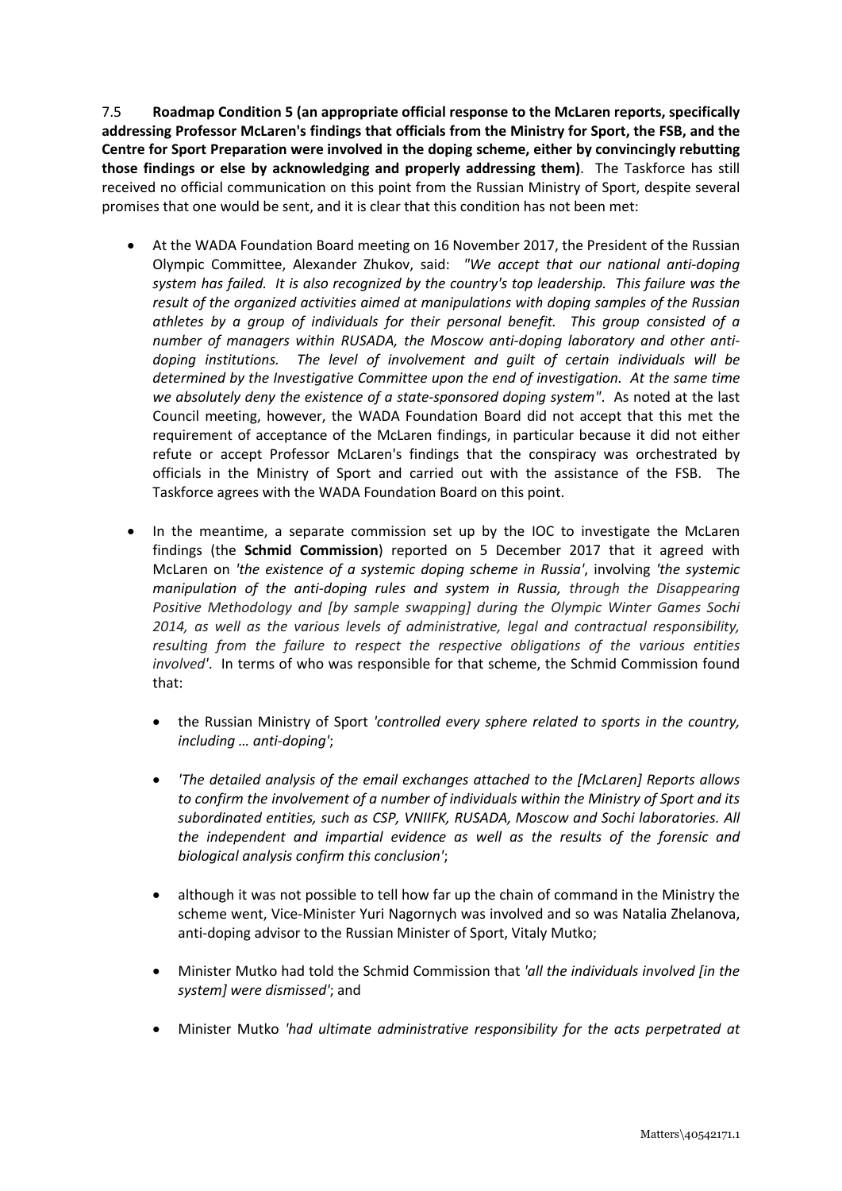7.5 **Roadmap Condition 5 (an appropriate official response to the McLaren reports, specifically addressing Professor McLaren's findings that officials from the Ministry for Sport, the FSB, and the Centre for Sport Preparation were involved in the doping scheme, either by convincingly rebutting those findings or else by acknowledging and properly addressing them)**. The Taskforce has still received no official communication on this point from the Russian Ministry of Sport, despite several promises that one would be sent, and it is clear that this condition has not been met:

- At the WADA Foundation Board meeting on 16 November 2017, the President of the Russian Olympic Committee, Alexander Zhukov, said: *"We accept that our national anti-doping system has failed. It is also recognized by the country's top leadership. This failure was the result of the organized activities aimed at manipulations with doping samples of the Russian athletes by a group of individuals for their personal benefit. This group consisted of a number of managers within RUSADA, the Moscow anti-doping laboratory and other anti-doping institutions. The level of involvement and guilt of certain individuals will be determined by the Investigative Committee upon the end of investigation. At the same time we absolutely deny the existence of a state-sponsored doping system"*. As noted at the last Council meeting, however, the WADA Foundation Board did not accept that this met the requirement of acceptance of the McLaren findings, in particular because it did not either refute or accept Professor McLaren's findings that the conspiracy was orchestrated by officials in the Ministry of Sport and carried out with the assistance of the FSB. The Taskforce agrees with the WADA Foundation Board on this point.

- In the meantime, a separate commission set up by the IOC to investigate the McLaren findings (the **Schmid Commission**) reported on 5 December 2017 that it agreed with McLaren on *'the existence of a systemic doping scheme in Russia'*, involving *'the systemic manipulation of the anti-doping rules and system in Russia, through the Disappearing Positive Methodology and [by sample swapping] during the Olympic Winter Games Sochi 2014, as well as the various levels of administrative, legal and contractual responsibility, resulting from the failure to respect the respective obligations of the various entities involved'*. In terms of who was responsible for that scheme, the Schmid Commission found that:

  - the Russian Ministry of Sport *'controlled every sphere related to sports in the country, including … anti-doping'*;

  - *'The detailed analysis of the email exchanges attached to the [McLaren] Reports allows to confirm the involvement of a number of individuals within the Ministry of Sport and its subordinated entities, such as CSP, VNIIFK, RUSADA, Moscow and Sochi laboratories. All the independent and impartial evidence as well as the results of the forensic and biological analysis confirm this conclusion'*;

  - although it was not possible to tell how far up the chain of command in the Ministry the scheme went, Vice-Minister Yuri Nagornych was involved and so was Natalia Zhelanova, anti-doping advisor to the Russian Minister of Sport, Vitaly Mutko;

  - Minister Mutko had told the Schmid Commission that *'all the individuals involved [in the system] were dismissed'*; and

  - Minister Mutko *'had ultimate administrative responsibility for the acts perpetrated at*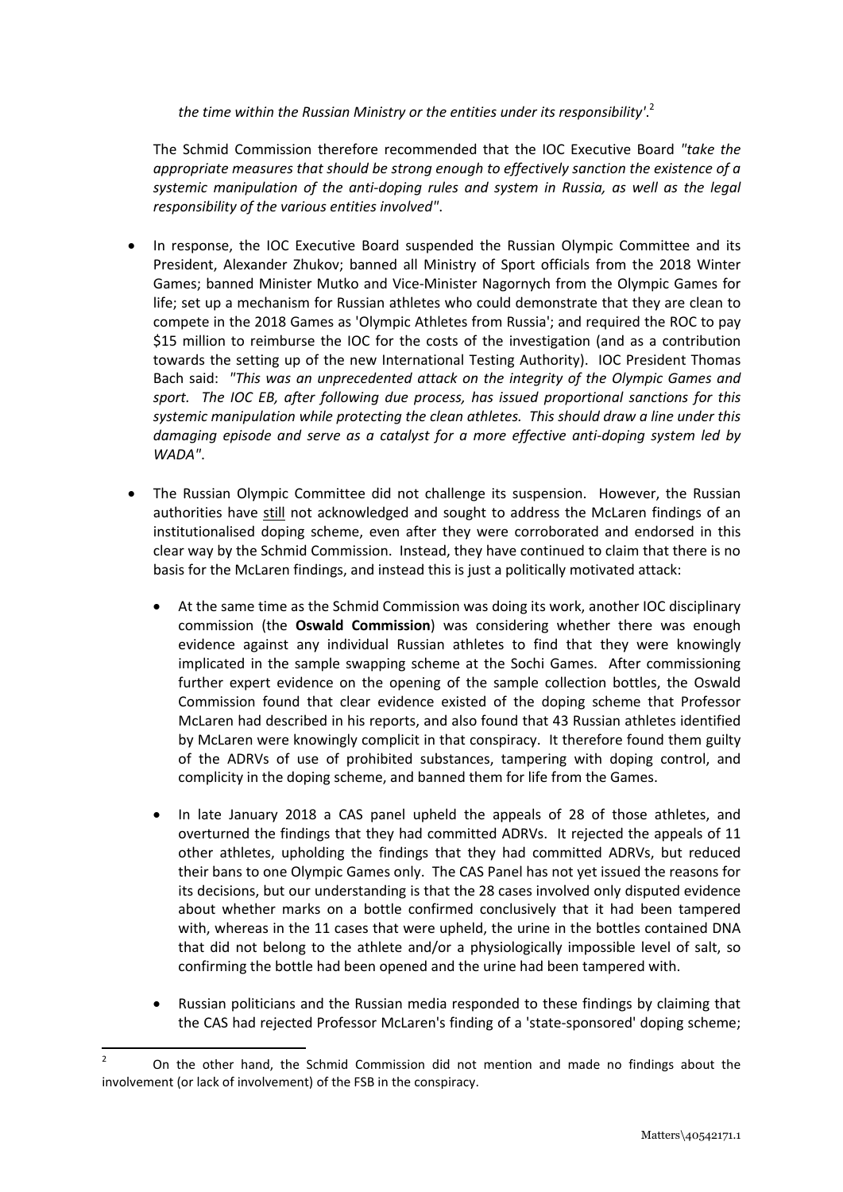*the time within the Russian Ministry or the entities under its responsibility'*.[2]

The Schmid Commission therefore recommended that the IOC Executive Board *"take the appropriate measures that should be strong enough to effectively sanction the existence of a systemic manipulation of the anti-doping rules and system in Russia, as well as the legal responsibility of the various entities involved"*.

- In response, the IOC Executive Board suspended the Russian Olympic Committee and its President, Alexander Zhukov; banned all Ministry of Sport officials from the 2018 Winter Games; banned Minister Mutko and Vice-Minister Nagornych from the Olympic Games for life; set up a mechanism for Russian athletes who could demonstrate that they are clean to compete in the 2018 Games as 'Olympic Athletes from Russia'; and required the ROC to pay \$15 million to reimburse the IOC for the costs of the investigation (and as a contribution towards the setting up of the new International Testing Authority). IOC President Thomas Bach said: *"This was an unprecedented attack on the integrity of the Olympic Games and sport. The IOC EB, after following due process, has issued proportional sanctions for this systemic manipulation while protecting the clean athletes. This should draw a line under this damaging episode and serve as a catalyst for a more effective anti-doping system led by WADA"*.

- The Russian Olympic Committee did not challenge its suspension. However, the Russian authorities have <u>still</u> not acknowledged and sought to address the McLaren findings of an institutionalised doping scheme, even after they were corroborated and endorsed in this clear way by the Schmid Commission. Instead, they have continued to claim that there is no basis for the McLaren findings, and instead this is just a politically motivated attack:

  - At the same time as the Schmid Commission was doing its work, another IOC disciplinary commission (the **Oswald Commission**) was considering whether there was enough evidence against any individual Russian athletes to find that they were knowingly implicated in the sample swapping scheme at the Sochi Games. After commissioning further expert evidence on the opening of the sample collection bottles, the Oswald Commission found that clear evidence existed of the doping scheme that Professor McLaren had described in his reports, and also found that 43 Russian athletes identified by McLaren were knowingly complicit in that conspiracy. It therefore found them guilty of the ADRVs of use of prohibited substances, tampering with doping control, and complicity in the doping scheme, and banned them for life from the Games.

  - In late January 2018 a CAS panel upheld the appeals of 28 of those athletes, and overturned the findings that they had committed ADRVs. It rejected the appeals of 11 other athletes, upholding the findings that they had committed ADRVs, but reduced their bans to one Olympic Games only. The CAS Panel has not yet issued the reasons for its decisions, but our understanding is that the 28 cases involved only disputed evidence about whether marks on a bottle confirmed conclusively that it had been tampered with, whereas in the 11 cases that were upheld, the urine in the bottles contained DNA that did not belong to the athlete and/or a physiologically impossible level of salt, so confirming the bottle had been opened and the urine had been tampered with.

  - Russian politicians and the Russian media responded to these findings by claiming that the CAS had rejected Professor McLaren's finding of a 'state-sponsored' doping scheme;

---

[2] On the other hand, the Schmid Commission did not mention and made no findings about the involvement (or lack of involvement) of the FSB in the conspiracy.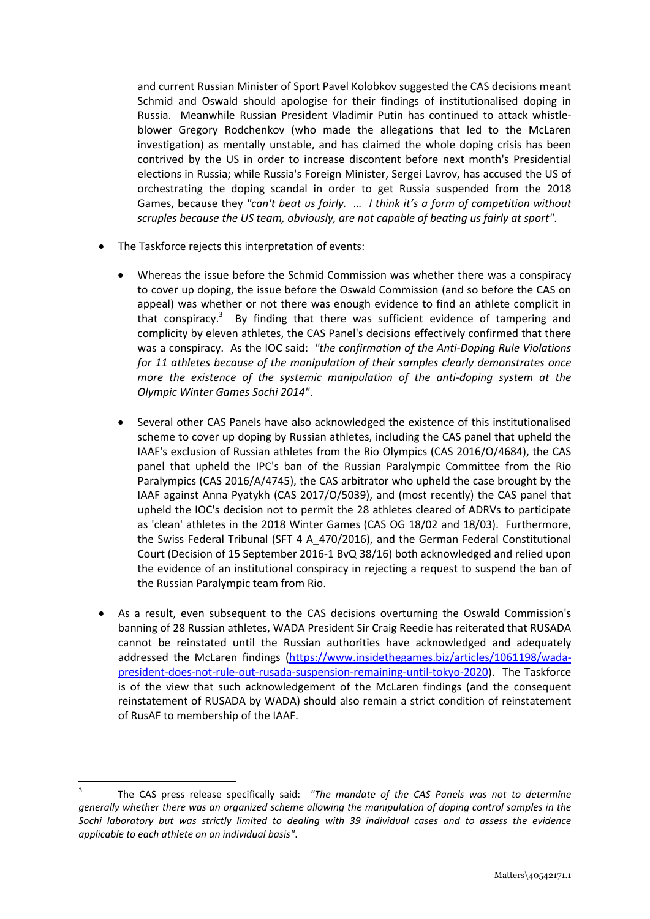and current Russian Minister of Sport Pavel Kolobkov suggested the CAS decisions meant Schmid and Oswald should apologise for their findings of institutionalised doping in Russia. Meanwhile Russian President Vladimir Putin has continued to attack whistle-blower Gregory Rodchenkov (who made the allegations that led to the McLaren investigation) as mentally unstable, and has claimed the whole doping crisis has been contrived by the US in order to increase discontent before next month's Presidential elections in Russia; while Russia's Foreign Minister, Sergei Lavrov, has accused the US of orchestrating the doping scandal in order to get Russia suspended from the 2018 Games, because they *"can't beat us fairly. … I think it's a form of competition without scruples because the US team, obviously, are not capable of beating us fairly at sport"*.

- The Taskforce rejects this interpretation of events:
  - Whereas the issue before the Schmid Commission was whether there was a conspiracy to cover up doping, the issue before the Oswald Commission (and so before the CAS on appeal) was whether or not there was enough evidence to find an athlete complicit in that conspiracy.[3] By finding that there was sufficient evidence of tampering and complicity by eleven athletes, the CAS Panel's decisions effectively confirmed that there was a conspiracy. As the IOC said: *"the confirmation of the Anti-Doping Rule Violations for 11 athletes because of the manipulation of their samples clearly demonstrates once more the existence of the systemic manipulation of the anti-doping system at the Olympic Winter Games Sochi 2014"*.
  - Several other CAS Panels have also acknowledged the existence of this institutionalised scheme to cover up doping by Russian athletes, including the CAS panel that upheld the IAAF's exclusion of Russian athletes from the Rio Olympics (CAS 2016/O/4684), the CAS panel that upheld the IPC's ban of the Russian Paralympic Committee from the Rio Paralympics (CAS 2016/A/4745), the CAS arbitrator who upheld the case brought by the IAAF against Anna Pyatykh (CAS 2017/O/5039), and (most recently) the CAS panel that upheld the IOC's decision not to permit the 28 athletes cleared of ADRVs to participate as 'clean' athletes in the 2018 Winter Games (CAS OG 18/02 and 18/03). Furthermore, the Swiss Federal Tribunal (SFT 4 A_470/2016), and the German Federal Constitutional Court (Decision of 15 September 2016-1 BvQ 38/16) both acknowledged and relied upon the evidence of an institutional conspiracy in rejecting a request to suspend the ban of the Russian Paralympic team from Rio.
- As a result, even subsequent to the CAS decisions overturning the Oswald Commission's banning of 28 Russian athletes, WADA President Sir Craig Reedie has reiterated that RUSADA cannot be reinstated until the Russian authorities have acknowledged and adequately addressed the McLaren findings (https://www.insidethegames.biz/articles/1061198/wada-president-does-not-rule-out-rusada-suspension-remaining-until-tokyo-2020). The Taskforce is of the view that such acknowledgement of the McLaren findings (and the consequent reinstatement of RUSADA by WADA) should also remain a strict condition of reinstatement of RusAF to membership of the IAAF.

[3] The CAS press release specifically said: *"The mandate of the CAS Panels was not to determine generally whether there was an organized scheme allowing the manipulation of doping control samples in the Sochi laboratory but was strictly limited to dealing with 39 individual cases and to assess the evidence applicable to each athlete on an individual basis"*.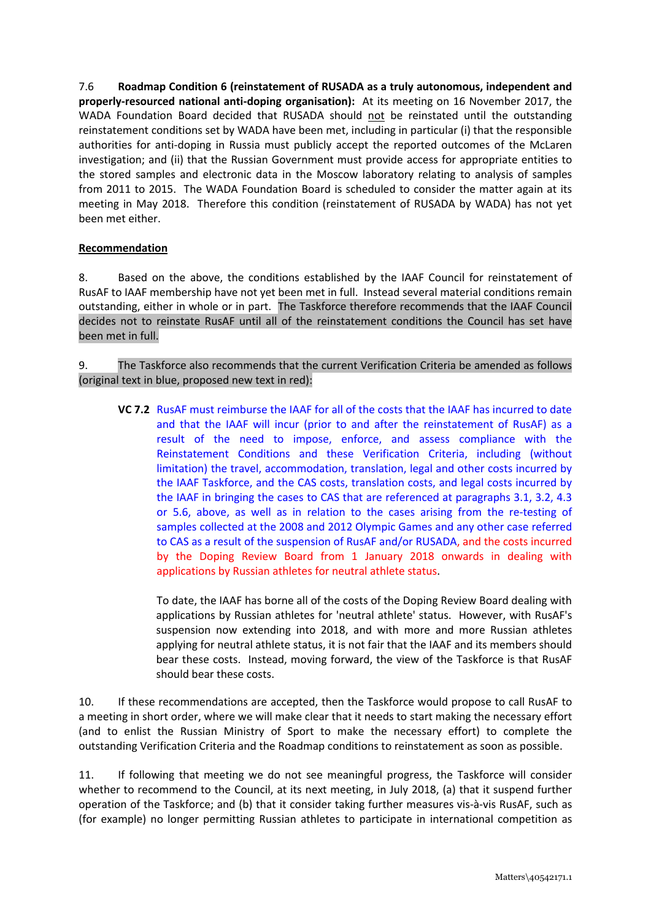7.6 **Roadmap Condition 6 (reinstatement of RUSADA as a truly autonomous, independent and properly-resourced national anti-doping organisation):** At its meeting on 16 November 2017, the WADA Foundation Board decided that RUSADA should not be reinstated until the outstanding reinstatement conditions set by WADA have been met, including in particular (i) that the responsible authorities for anti-doping in Russia must publicly accept the reported outcomes of the McLaren investigation; and (ii) that the Russian Government must provide access for appropriate entities to the stored samples and electronic data in the Moscow laboratory relating to analysis of samples from 2011 to 2015. The WADA Foundation Board is scheduled to consider the matter again at its meeting in May 2018. Therefore this condition (reinstatement of RUSADA by WADA) has not yet been met either.

## Recommendation

8. Based on the above, the conditions established by the IAAF Council for reinstatement of RusAF to IAAF membership have not yet been met in full. Instead several material conditions remain outstanding, either in whole or in part. The Taskforce therefore recommends that the IAAF Council decides not to reinstate RusAF until all of the reinstatement conditions the Council has set have been met in full.

9. The Taskforce also recommends that the current Verification Criteria be amended as follows (original text in blue, proposed new text in red):

> **VC 7.2** RusAF must reimburse the IAAF for all of the costs that the IAAF has incurred to date and that the IAAF will incur (prior to and after the reinstatement of RusAF) as a result of the need to impose, enforce, and assess compliance with the Reinstatement Conditions and these Verification Criteria, including (without limitation) the travel, accommodation, translation, legal and other costs incurred by the IAAF Taskforce, and the CAS costs, translation costs, and legal costs incurred by the IAAF in bringing the cases to CAS that are referenced at paragraphs 3.1, 3.2, 4.3 or 5.6, above, as well as in relation to the cases arising from the re-testing of samples collected at the 2008 and 2012 Olympic Games and any other case referred to CAS as a result of the suspension of RusAF and/or RUSADA, and the costs incurred by the Doping Review Board from 1 January 2018 onwards in dealing with applications by Russian athletes for neutral athlete status.
>
> To date, the IAAF has borne all of the costs of the Doping Review Board dealing with applications by Russian athletes for 'neutral athlete' status. However, with RusAF's suspension now extending into 2018, and with more and more Russian athletes applying for neutral athlete status, it is not fair that the IAAF and its members should bear these costs. Instead, moving forward, the view of the Taskforce is that RusAF should bear these costs.

10. If these recommendations are accepted, then the Taskforce would propose to call RusAF to a meeting in short order, where we will make clear that it needs to start making the necessary effort (and to enlist the Russian Ministry of Sport to make the necessary effort) to complete the outstanding Verification Criteria and the Roadmap conditions to reinstatement as soon as possible.

11. If following that meeting we do not see meaningful progress, the Taskforce will consider whether to recommend to the Council, at its next meeting, in July 2018, (a) that it suspend further operation of the Taskforce; and (b) that it consider taking further measures vis-à-vis RusAF, such as (for example) no longer permitting Russian athletes to participate in international competition as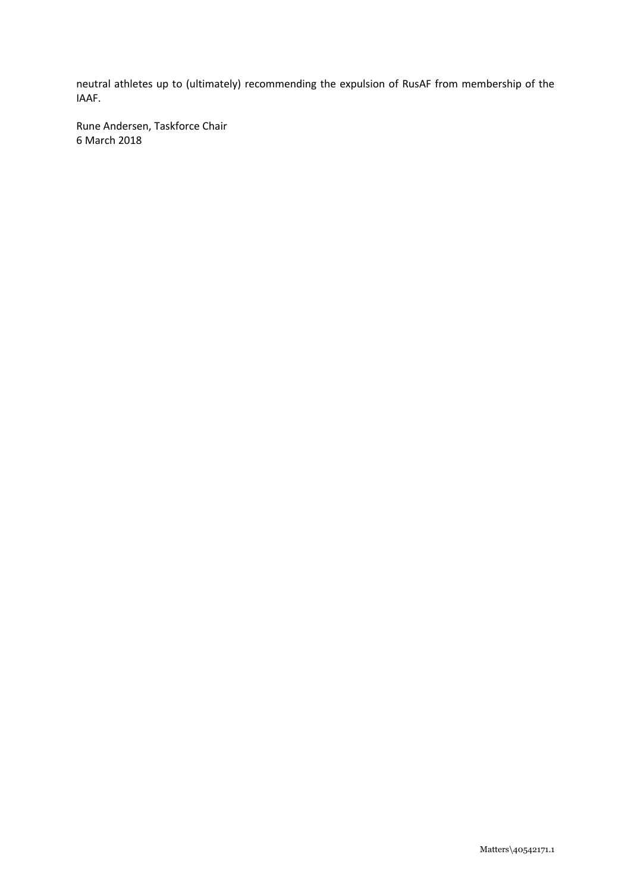neutral athletes up to (ultimately) recommending the expulsion of RusAF from membership of the IAAF.

Rune Andersen, Taskforce Chair
6 March 2018

Matters\40542171.1